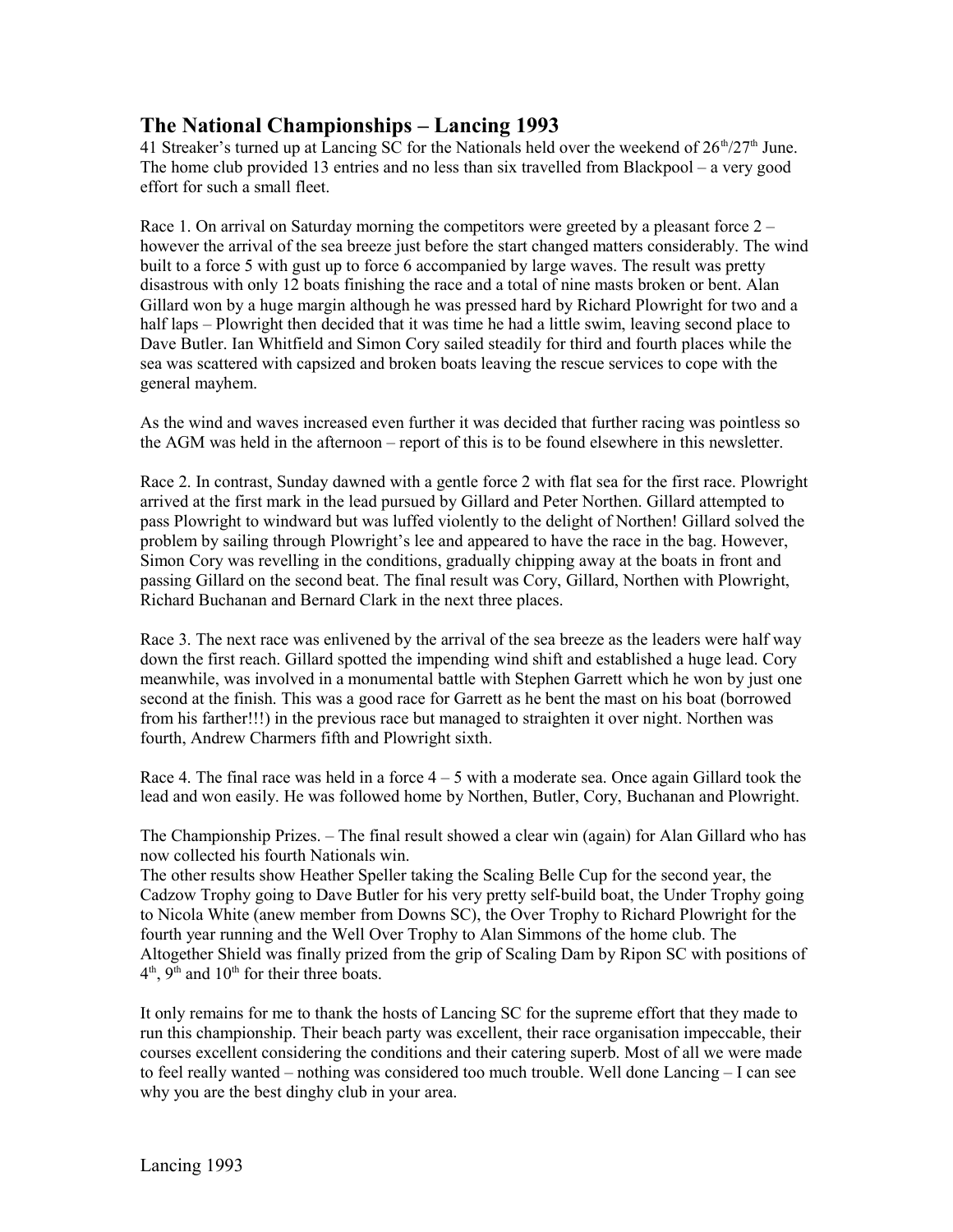## The National Championships – Lancing 1993

41 Streaker's turned up at Lancing SC for the Nationals held over the weekend of 26th/27th June. The home club provided 13 entries and no less than six travelled from Blackpool – a very good effort for such a small fleet.

Race 1. On arrival on Saturday morning the competitors were greeted by a pleasant force 2 – however the arrival of the sea breeze just before the start changed matters considerably. The wind built to a force 5 with gust up to force 6 accompanied by large waves. The result was pretty disastrous with only 12 boats finishing the race and a total of nine masts broken or bent. Alan Gillard won by a huge margin although he was pressed hard by Richard Plowright for two and a half laps – Plowright then decided that it was time he had a little swim, leaving second place to Dave Butler. Ian Whitfield and Simon Cory sailed steadily for third and fourth places while the sea was scattered with capsized and broken boats leaving the rescue services to cope with the general mayhem.

As the wind and waves increased even further it was decided that further racing was pointless so the AGM was held in the afternoon – report of this is to be found elsewhere in this newsletter.

Race 2. In contrast, Sunday dawned with a gentle force 2 with flat sea for the first race. Plowright arrived at the first mark in the lead pursued by Gillard and Peter Northen. Gillard attempted to pass Plowright to windward but was luffed violently to the delight of Northen! Gillard solved the problem by sailing through Plowright's lee and appeared to have the race in the bag. However, Simon Cory was revelling in the conditions, gradually chipping away at the boats in front and passing Gillard on the second beat. The final result was Cory, Gillard, Northen with Plowright, Richard Buchanan and Bernard Clark in the next three places.

Race 3. The next race was enlivened by the arrival of the sea breeze as the leaders were half way down the first reach. Gillard spotted the impending wind shift and established a huge lead. Cory meanwhile, was involved in a monumental battle with Stephen Garrett which he won by just one second at the finish. This was a good race for Garrett as he bent the mast on his boat (borrowed from his farther!!!) in the previous race but managed to straighten it over night. Northen was fourth, Andrew Charmers fifth and Plowright sixth.

Race 4. The final race was held in a force 4 – 5 with a moderate sea. Once again Gillard took the lead and won easily. He was followed home by Northen, Butler, Cory, Buchanan and Plowright.

The Championship Prizes. – The final result showed a clear win (again) for Alan Gillard who has now collected his fourth Nationals win.

The other results show Heather Speller taking the Scaling Belle Cup for the second year, the Cadzow Trophy going to Dave Butler for his very pretty self-build boat, the Under Trophy going to Nicola White (anew member from Downs SC), the Over Trophy to Richard Plowright for the fourth year running and the Well Over Trophy to Alan Simmons of the home club. The Altogether Shield was finally prized from the grip of Scaling Dam by Ripon SC with positions of 4th, 9th and 10th for their three boats.

It only remains for me to thank the hosts of Lancing SC for the supreme effort that they made to run this championship. Their beach party was excellent, their race organisation impeccable, their courses excellent considering the conditions and their catering superb. Most of all we were made to feel really wanted – nothing was considered too much trouble. Well done Lancing – I can see why you are the best dinghy club in your area.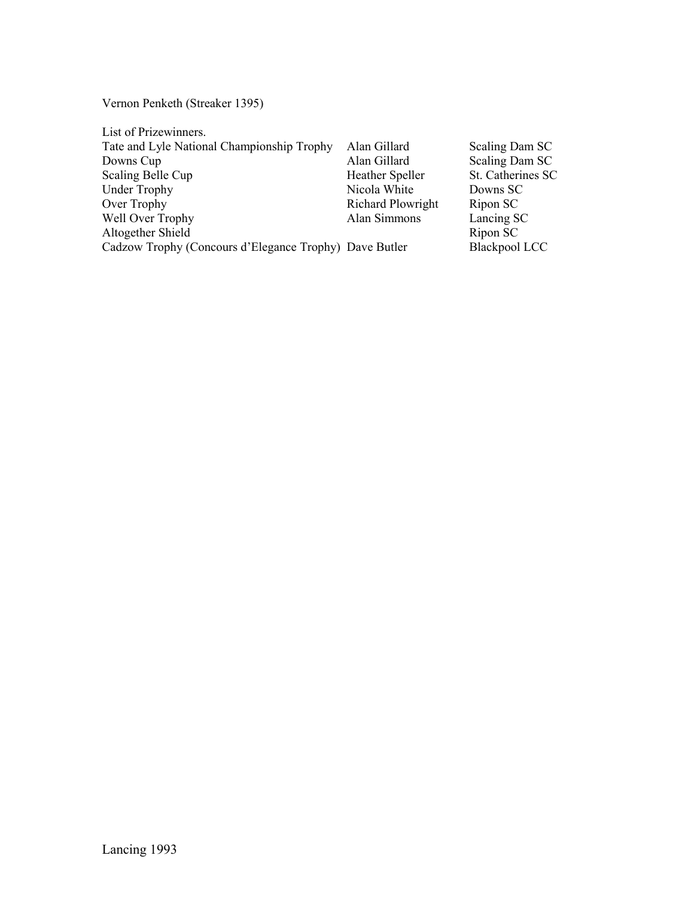Vernon Penketh (Streaker 1395)

List of Prizewinners.

| | | |
|---|---|---|
| Tate and Lyle National Championship Trophy | Alan Gillard | Scaling Dam SC |
| Downs Cup | Alan Gillard | Scaling Dam SC |
| Scaling Belle Cup | Heather Speller | St. Catherines SC |
| Under Trophy | Nicola White | Downs SC |
| Over Trophy | Richard Plowright | Ripon SC |
| Well Over Trophy | Alan Simmons | Lancing SC |
| Altogether Shield | | Ripon SC |
| Cadzow Trophy (Concours d'Elegance Trophy) | Dave Butler | Blackpool LCC |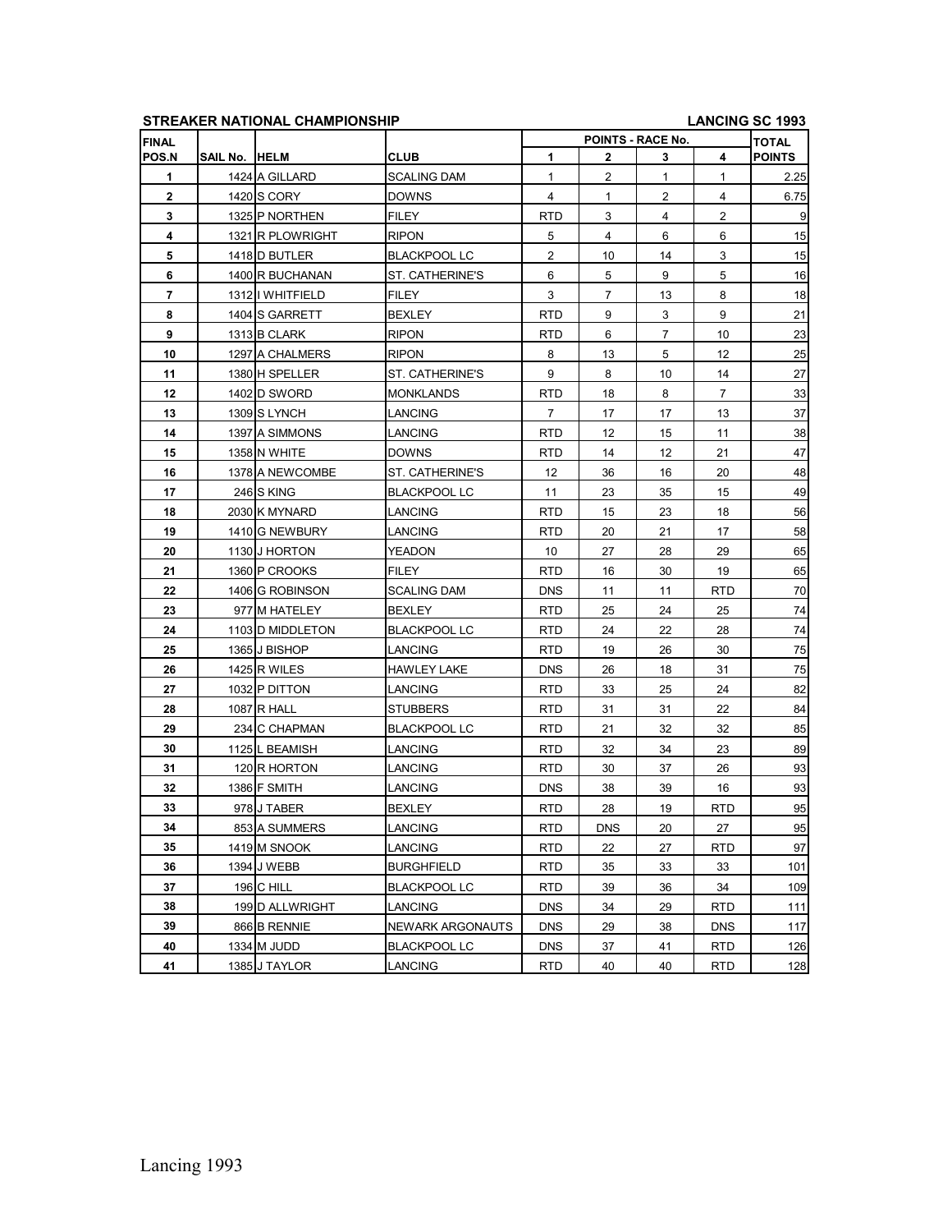**STREAKER NATIONAL CHAMPIONSHIP** **LANCING SC 1993**

| FINAL POS.N | SAIL No. | HELM | CLUB | POINTS - RACE No. 1 | 2 | 3 | 4 | TOTAL POINTS |
|---|---|---|---|---|---|---|---|---|
| 1 | 1424 | A GILLARD | SCALING DAM | 1 | 2 | 1 | 1 | 2.25 |
| 2 | 1420 | S CORY | DOWNS | 4 | 1 | 2 | 4 | 6.75 |
| 3 | 1325 | P NORTHEN | FILEY | RTD | 3 | 4 | 2 | 9 |
| 4 | 1321 | R PLOWRIGHT | RIPON | 5 | 4 | 6 | 6 | 15 |
| 5 | 1418 | D BUTLER | BLACKPOOL LC | 2 | 10 | 14 | 3 | 15 |
| 6 | 1400 | R BUCHANAN | ST. CATHERINE'S | 6 | 5 | 9 | 5 | 16 |
| 7 | 1312 | I WHITFIELD | FILEY | 3 | 7 | 13 | 8 | 18 |
| 8 | 1404 | S GARRETT | BEXLEY | RTD | 9 | 3 | 9 | 21 |
| 9 | 1313 | B CLARK | RIPON | RTD | 6 | 7 | 10 | 23 |
| 10 | 1297 | A CHALMERS | RIPON | 8 | 13 | 5 | 12 | 25 |
| 11 | 1380 | H SPELLER | ST. CATHERINE'S | 9 | 8 | 10 | 14 | 27 |
| 12 | 1402 | D SWORD | MONKLANDS | RTD | 18 | 8 | 7 | 33 |
| 13 | 1309 | S LYNCH | LANCING | 7 | 17 | 17 | 13 | 37 |
| 14 | 1397 | A SIMMONS | LANCING | RTD | 12 | 15 | 11 | 38 |
| 15 | 1358 | N WHITE | DOWNS | RTD | 14 | 12 | 21 | 47 |
| 16 | 1378 | A NEWCOMBE | ST. CATHERINE'S | 12 | 36 | 16 | 20 | 48 |
| 17 | 246 | S KING | BLACKPOOL LC | 11 | 23 | 35 | 15 | 49 |
| 18 | 2030 | K MYNARD | LANCING | RTD | 15 | 23 | 18 | 56 |
| 19 | 1410 | G NEWBURY | LANCING | RTD | 20 | 21 | 17 | 58 |
| 20 | 1130 | J HORTON | YEADON | 10 | 27 | 28 | 29 | 65 |
| 21 | 1360 | P CROOKS | FILEY | RTD | 16 | 30 | 19 | 65 |
| 22 | 1406 | G ROBINSON | SCALING DAM | DNS | 11 | 11 | RTD | 70 |
| 23 | 977 | M HATELEY | BEXLEY | RTD | 25 | 24 | 25 | 74 |
| 24 | 1103 | D MIDDLETON | BLACKPOOL LC | RTD | 24 | 22 | 28 | 74 |
| 25 | 1365 | J BISHOP | LANCING | RTD | 19 | 26 | 30 | 75 |
| 26 | 1425 | R WILES | HAWLEY LAKE | DNS | 26 | 18 | 31 | 75 |
| 27 | 1032 | P DITTON | LANCING | RTD | 33 | 25 | 24 | 82 |
| 28 | 1087 | R HALL | STUBBERS | RTD | 31 | 31 | 22 | 84 |
| 29 | 234 | C CHAPMAN | BLACKPOOL LC | RTD | 21 | 32 | 32 | 85 |
| 30 | 1125 | L BEAMISH | LANCING | RTD | 32 | 34 | 23 | 89 |
| 31 | 120 | R HORTON | LANCING | RTD | 30 | 37 | 26 | 93 |
| 32 | 1386 | F SMITH | LANCING | DNS | 38 | 39 | 16 | 93 |
| 33 | 978 | J TABER | BEXLEY | RTD | 28 | 19 | RTD | 95 |
| 34 | 853 | A SUMMERS | LANCING | RTD | DNS | 20 | 27 | 95 |
| 35 | 1419 | M SNOOK | LANCING | RTD | 22 | 27 | RTD | 97 |
| 36 | 1394 | J WEBB | BURGHFIELD | RTD | 35 | 33 | 33 | 101 |
| 37 | 196 | C HILL | BLACKPOOL LC | RTD | 39 | 36 | 34 | 109 |
| 38 | 199 | D ALLWRIGHT | LANCING | DNS | 34 | 29 | RTD | 111 |
| 39 | 866 | B RENNIE | NEWARK ARGONAUTS | DNS | 29 | 38 | DNS | 117 |
| 40 | 1334 | M JUDD | BLACKPOOL LC | DNS | 37 | 41 | RTD | 126 |
| 41 | 1385 | J TAYLOR | LANCING | RTD | 40 | 40 | RTD | 128 |

Lancing 1993